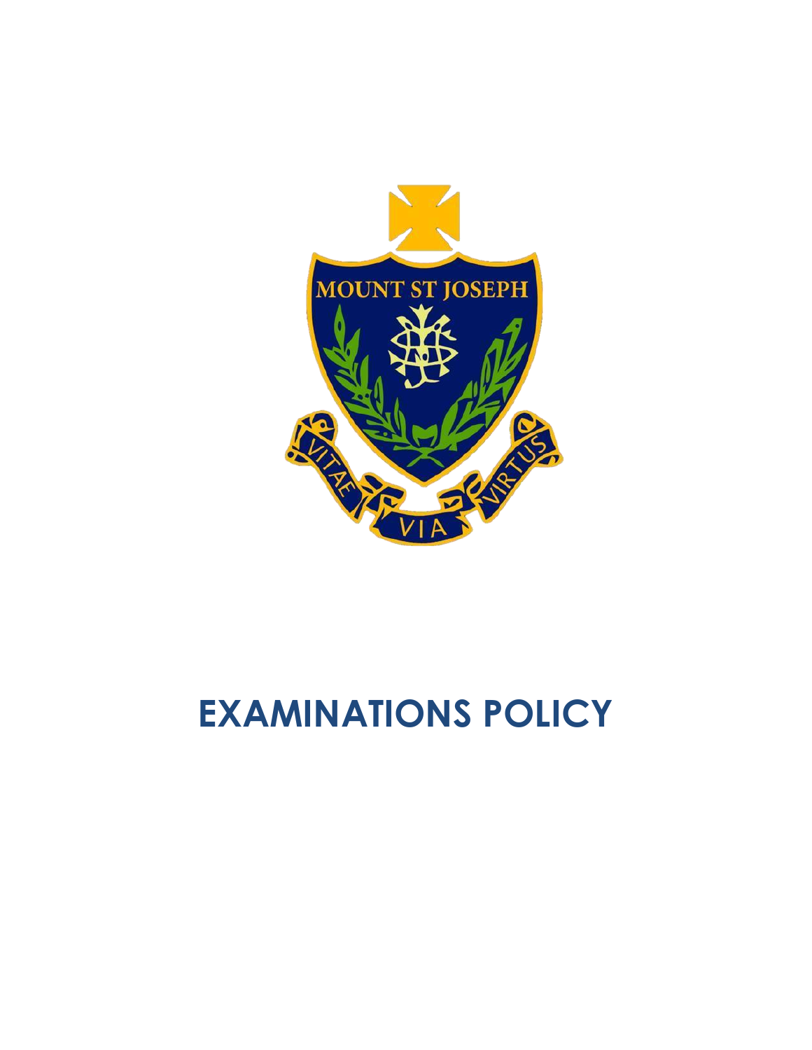MOUNT ST JOSEPH

VITAE VIA VIRTUS

# EXAMINATIONS POLICY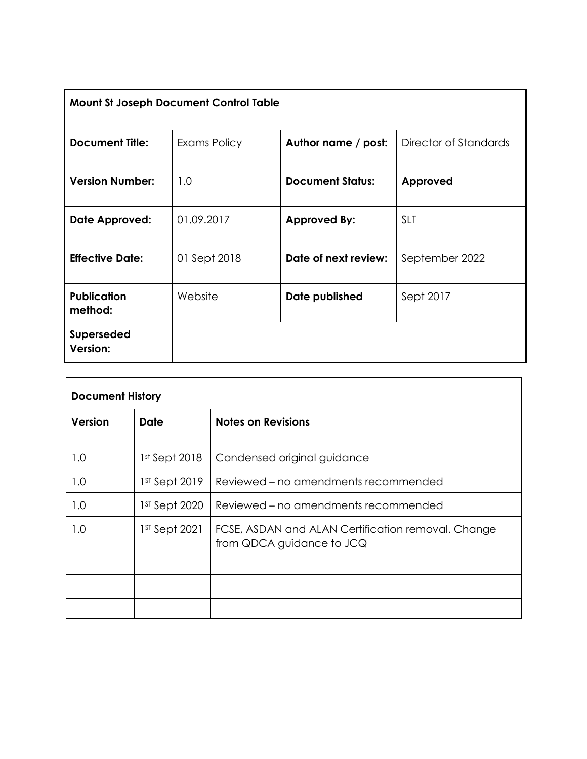| **Mount St Joseph Document Control Table** | | | |
|---|---|---|---|
| **Document Title:** | Exams Policy | **Author name / post:** | Director of Standards |
| **Version Number:** | 1.0 | **Document Status:** | **Approved** |
| **Date Approved:** | 01.09.2017 | **Approved By:** | SLT |
| **Effective Date:** | 01 Sept 2018 | **Date of next review:** | September 2022 |
| **Publication method:** | Website | **Date published** | Sept 2017 |
| **Superseded Version:** | | | |

| **Document History** | | |
|---|---|---|
| **Version** | **Date** | **Notes on Revisions** |
| 1.0 | 1st Sept 2018 | Condensed original guidance |
| 1.0 | 1ST Sept 2019 | Reviewed – no amendments recommended |
| 1.0 | 1ST Sept 2020 | Reviewed – no amendments recommended |
| 1.0 | 1ST Sept 2021 | FCSE, ASDAN and ALAN Certification removal. Change from QDCA guidance to JCQ |
| | | |
| | | |
| | | |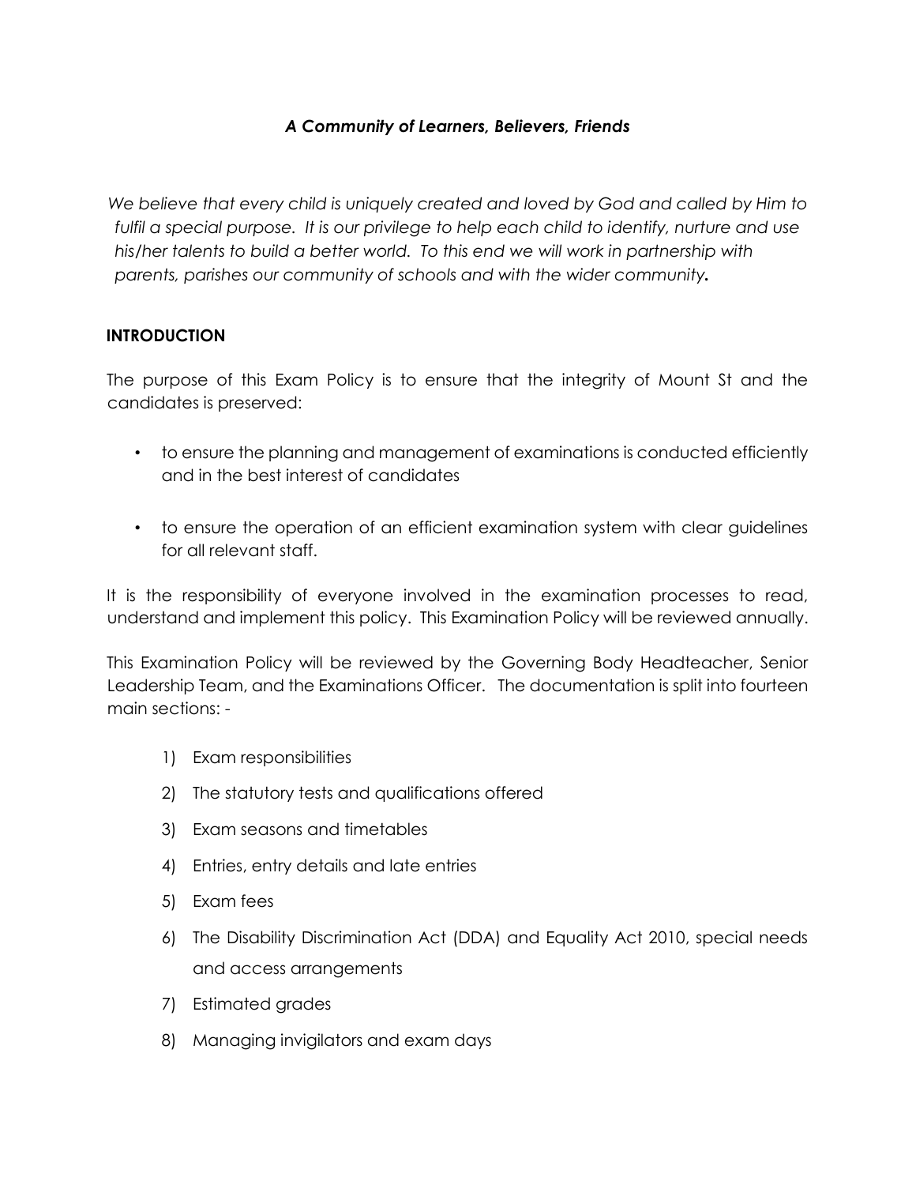***A Community of Learners, Believers, Friends***

*We believe that every child is uniquely created and loved by God and called by Him to fulfil a special purpose. It is our privilege to help each child to identify, nurture and use his/her talents to build a better world. To this end we will work in partnership with parents, parishes our community of schools and with the wider community.*

## INTRODUCTION

The purpose of this Exam Policy is to ensure that the integrity of Mount St and the candidates is preserved:

- to ensure the planning and management of examinations is conducted efficiently and in the best interest of candidates
- to ensure the operation of an efficient examination system with clear guidelines for all relevant staff.

It is the responsibility of everyone involved in the examination processes to read, understand and implement this policy. This Examination Policy will be reviewed annually.

This Examination Policy will be reviewed by the Governing Body Headteacher, Senior Leadership Team, and the Examinations Officer. The documentation is split into fourteen main sections: -

1) Exam responsibilities
2) The statutory tests and qualifications offered
3) Exam seasons and timetables
4) Entries, entry details and late entries
5) Exam fees
6) The Disability Discrimination Act (DDA) and Equality Act 2010, special needs and access arrangements
7) Estimated grades
8) Managing invigilators and exam days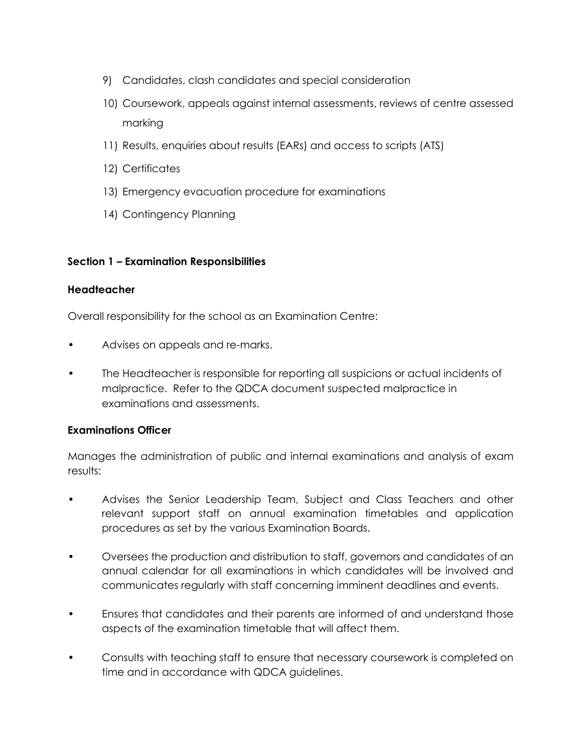9) Candidates, clash candidates and special consideration
10) Coursework, appeals against internal assessments, reviews of centre assessed marking
11) Results, enquiries about results (EARs) and access to scripts (ATS)
12) Certificates
13) Emergency evacuation procedure for examinations
14) Contingency Planning

## Section 1 – Examination Responsibilities

### Headteacher

Overall responsibility for the school as an Examination Centre:

- Advises on appeals and re-marks.
- The Headteacher is responsible for reporting all suspicions or actual incidents of malpractice. Refer to the QDCA document suspected malpractice in examinations and assessments.

### Examinations Officer

Manages the administration of public and internal examinations and analysis of exam results:

- Advises the Senior Leadership Team, Subject and Class Teachers and other relevant support staff on annual examination timetables and application procedures as set by the various Examination Boards.
- Oversees the production and distribution to staff, governors and candidates of an annual calendar for all examinations in which candidates will be involved and communicates regularly with staff concerning imminent deadlines and events.
- Ensures that candidates and their parents are informed of and understand those aspects of the examination timetable that will affect them.
- Consults with teaching staff to ensure that necessary coursework is completed on time and in accordance with QDCA guidelines.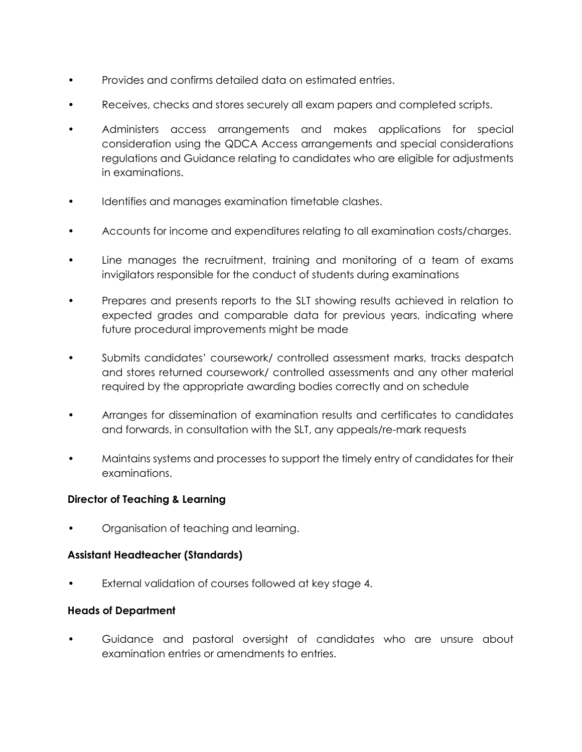- Provides and confirms detailed data on estimated entries.
- Receives, checks and stores securely all exam papers and completed scripts.
- Administers access arrangements and makes applications for special consideration using the QDCA Access arrangements and special considerations regulations and Guidance relating to candidates who are eligible for adjustments in examinations.
- Identifies and manages examination timetable clashes.
- Accounts for income and expenditures relating to all examination costs/charges.
- Line manages the recruitment, training and monitoring of a team of exams invigilators responsible for the conduct of students during examinations
- Prepares and presents reports to the SLT showing results achieved in relation to expected grades and comparable data for previous years, indicating where future procedural improvements might be made
- Submits candidates' coursework/ controlled assessment marks, tracks despatch and stores returned coursework/ controlled assessments and any other material required by the appropriate awarding bodies correctly and on schedule
- Arranges for dissemination of examination results and certificates to candidates and forwards, in consultation with the SLT, any appeals/re-mark requests
- Maintains systems and processes to support the timely entry of candidates for their examinations.

**Director of Teaching & Learning**

- Organisation of teaching and learning.

**Assistant Headteacher (Standards)**

- External validation of courses followed at key stage 4.

**Heads of Department**

- Guidance and pastoral oversight of candidates who are unsure about examination entries or amendments to entries.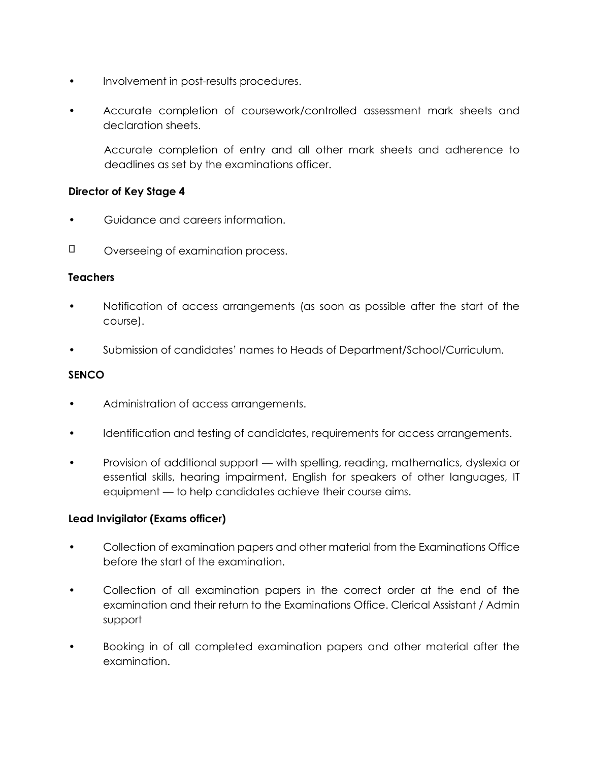- Involvement in post-results procedures.
- Accurate completion of coursework/controlled assessment mark sheets and declaration sheets.

  Accurate completion of entry and all other mark sheets and adherence to deadlines as set by the examinations officer.

**Director of Key Stage 4**

- Guidance and careers information.
- Overseeing of examination process.

**Teachers**

- Notification of access arrangements (as soon as possible after the start of the course).
- Submission of candidates' names to Heads of Department/School/Curriculum.

**SENCO**

- Administration of access arrangements.
- Identification and testing of candidates, requirements for access arrangements.
- Provision of additional support — with spelling, reading, mathematics, dyslexia or essential skills, hearing impairment, English for speakers of other languages, IT equipment — to help candidates achieve their course aims.

**Lead Invigilator (Exams officer)**

- Collection of examination papers and other material from the Examinations Office before the start of the examination.
- Collection of all examination papers in the correct order at the end of the examination and their return to the Examinations Office. Clerical Assistant / Admin support
- Booking in of all completed examination papers and other material after the examination.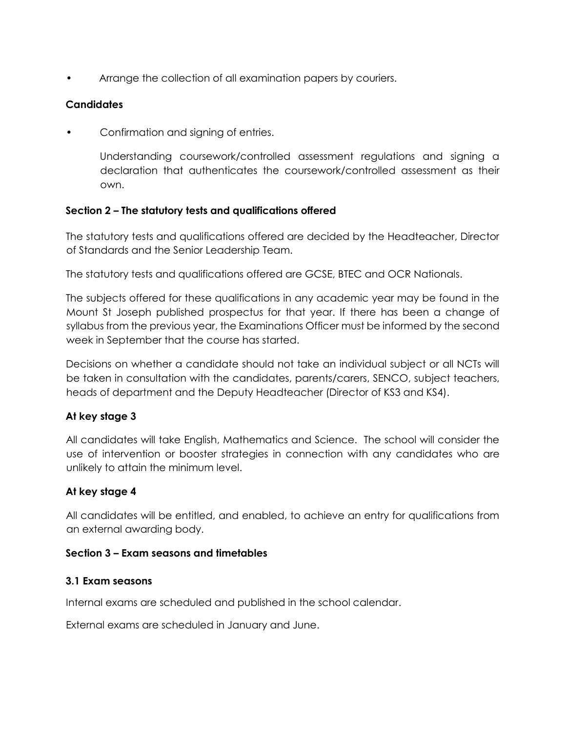- Arrange the collection of all examination papers by couriers.

**Candidates**

- Confirmation and signing of entries.

  Understanding coursework/controlled assessment regulations and signing a declaration that authenticates the coursework/controlled assessment as their own.

**Section 2 – The statutory tests and qualifications offered**

The statutory tests and qualifications offered are decided by the Headteacher, Director of Standards and the Senior Leadership Team.

The statutory tests and qualifications offered are GCSE, BTEC and OCR Nationals.

The subjects offered for these qualifications in any academic year may be found in the Mount St Joseph published prospectus for that year. If there has been a change of syllabus from the previous year, the Examinations Officer must be informed by the second week in September that the course has started.

Decisions on whether a candidate should not take an individual subject or all NCTs will be taken in consultation with the candidates, parents/carers, SENCO, subject teachers, heads of department and the Deputy Headteacher (Director of KS3 and KS4).

**At key stage 3**

All candidates will take English, Mathematics and Science. The school will consider the use of intervention or booster strategies in connection with any candidates who are unlikely to attain the minimum level.

**At key stage 4**

All candidates will be entitled, and enabled, to achieve an entry for qualifications from an external awarding body.

**Section 3 – Exam seasons and timetables**

**3.1 Exam seasons**

Internal exams are scheduled and published in the school calendar.

External exams are scheduled in January and June.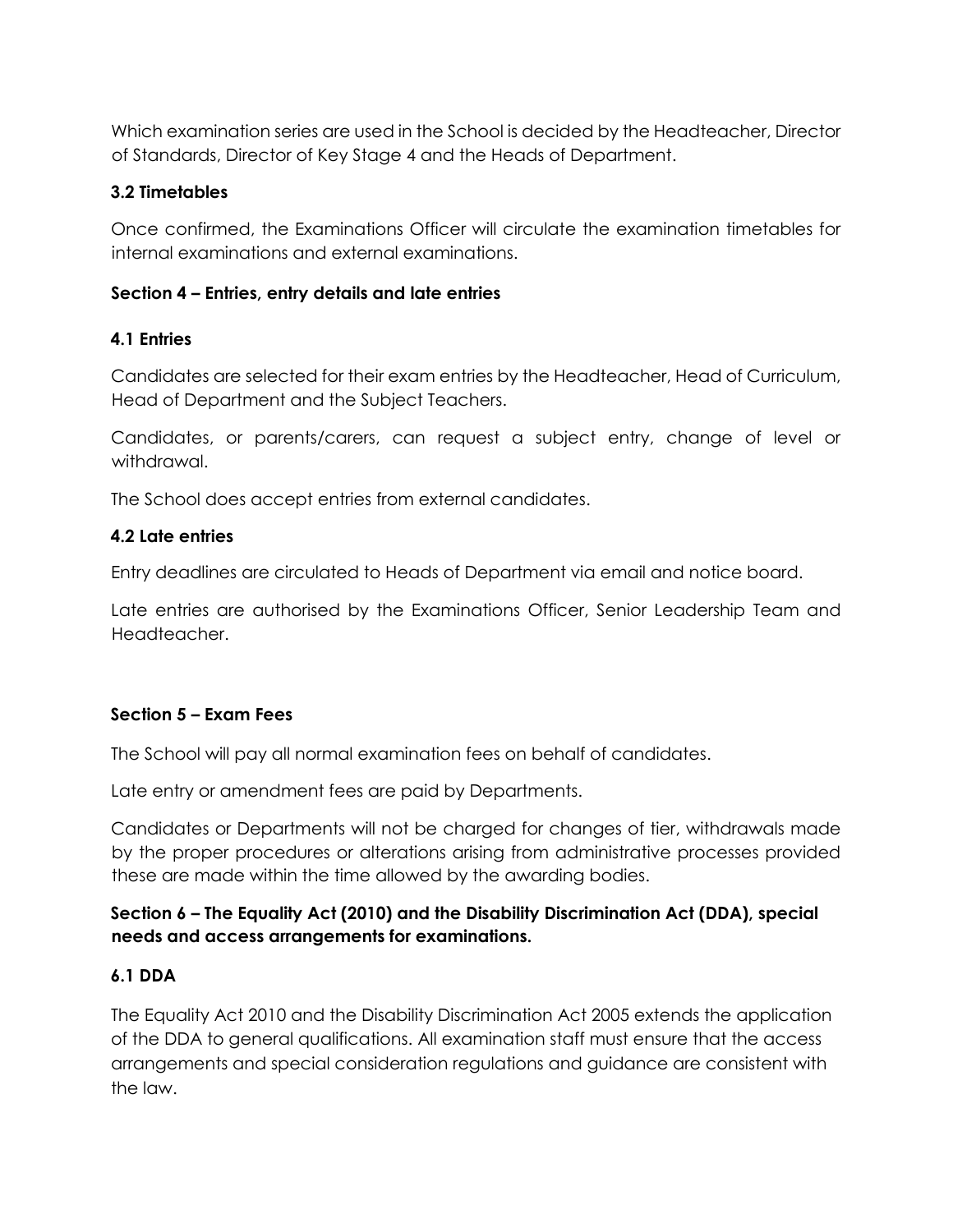Which examination series are used in the School is decided by the Headteacher, Director of Standards, Director of Key Stage 4 and the Heads of Department.

### 3.2 Timetables

Once confirmed, the Examinations Officer will circulate the examination timetables for internal examinations and external examinations.

## Section 4 – Entries, entry details and late entries

### 4.1 Entries

Candidates are selected for their exam entries by the Headteacher, Head of Curriculum, Head of Department and the Subject Teachers.

Candidates, or parents/carers, can request a subject entry, change of level or withdrawal.

The School does accept entries from external candidates.

### 4.2 Late entries

Entry deadlines are circulated to Heads of Department via email and notice board.

Late entries are authorised by the Examinations Officer, Senior Leadership Team and Headteacher.

## Section 5 – Exam Fees

The School will pay all normal examination fees on behalf of candidates.

Late entry or amendment fees are paid by Departments.

Candidates or Departments will not be charged for changes of tier, withdrawals made by the proper procedures or alterations arising from administrative processes provided these are made within the time allowed by the awarding bodies.

## Section 6 – The Equality Act (2010) and the Disability Discrimination Act (DDA), special needs and access arrangements for examinations.

### 6.1 DDA

The Equality Act 2010 and the Disability Discrimination Act 2005 extends the application of the DDA to general qualifications. All examination staff must ensure that the access arrangements and special consideration regulations and guidance are consistent with the law.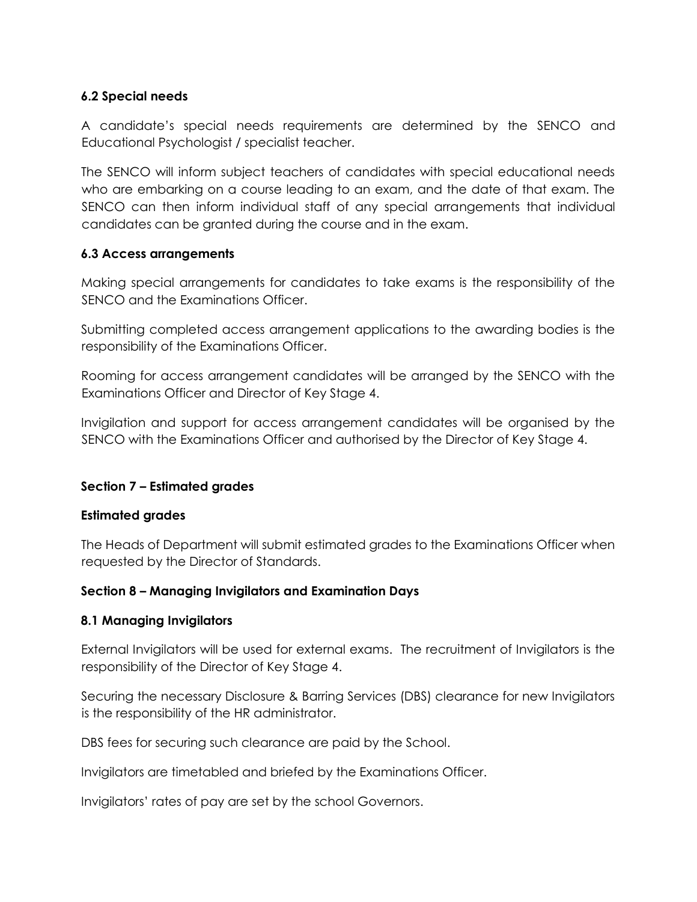### 6.2 Special needs

A candidate's special needs requirements are determined by the SENCO and Educational Psychologist / specialist teacher.

The SENCO will inform subject teachers of candidates with special educational needs who are embarking on a course leading to an exam, and the date of that exam. The SENCO can then inform individual staff of any special arrangements that individual candidates can be granted during the course and in the exam.

### 6.3 Access arrangements

Making special arrangements for candidates to take exams is the responsibility of the SENCO and the Examinations Officer.

Submitting completed access arrangement applications to the awarding bodies is the responsibility of the Examinations Officer.

Rooming for access arrangement candidates will be arranged by the SENCO with the Examinations Officer and Director of Key Stage 4.

Invigilation and support for access arrangement candidates will be organised by the SENCO with the Examinations Officer and authorised by the Director of Key Stage 4.

## Section 7 – Estimated grades

### Estimated grades

The Heads of Department will submit estimated grades to the Examinations Officer when requested by the Director of Standards.

## Section 8 – Managing Invigilators and Examination Days

### 8.1 Managing Invigilators

External Invigilators will be used for external exams. The recruitment of Invigilators is the responsibility of the Director of Key Stage 4.

Securing the necessary Disclosure & Barring Services (DBS) clearance for new Invigilators is the responsibility of the HR administrator.

DBS fees for securing such clearance are paid by the School.

Invigilators are timetabled and briefed by the Examinations Officer.

Invigilators' rates of pay are set by the school Governors.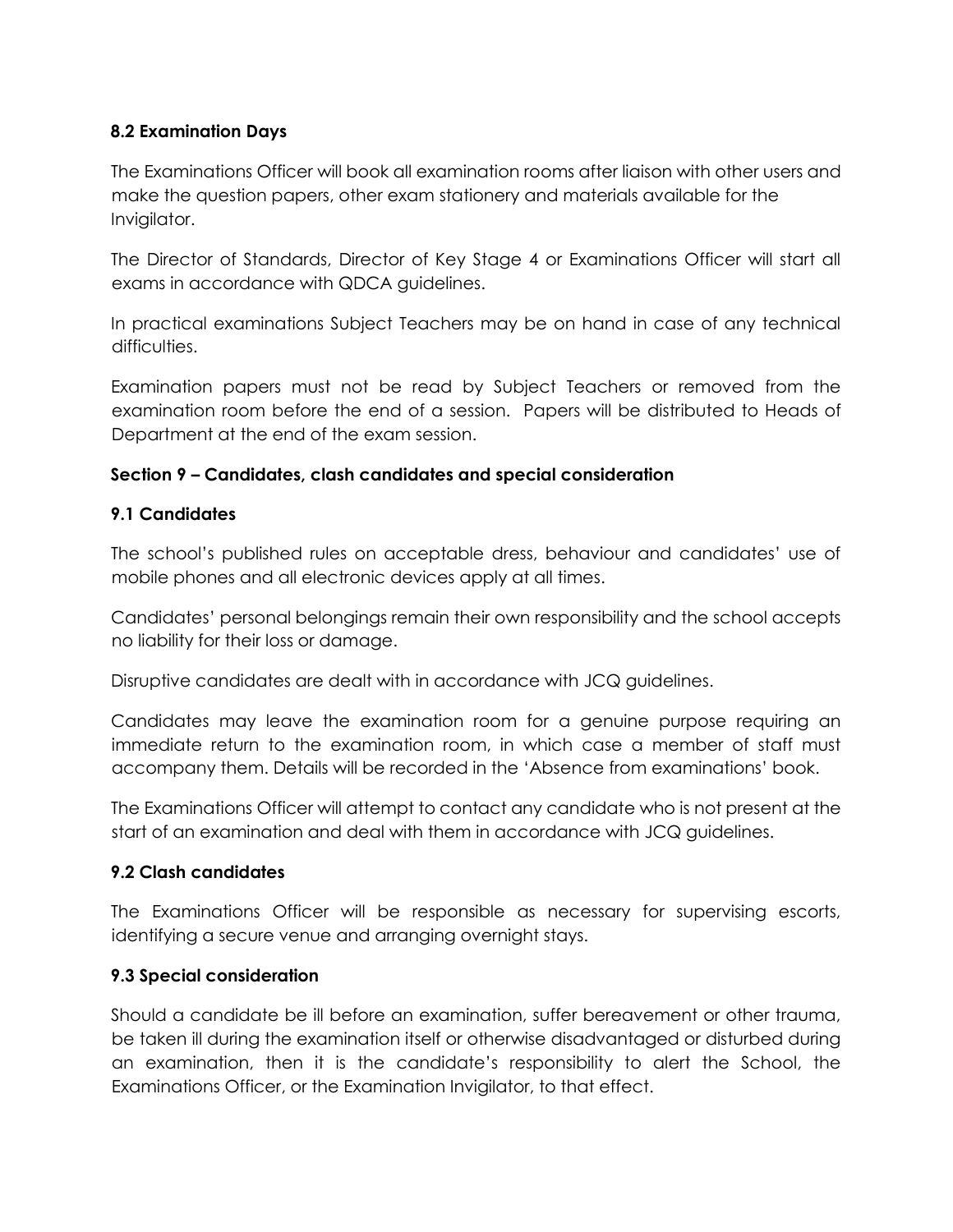### 8.2 Examination Days

The Examinations Officer will book all examination rooms after liaison with other users and make the question papers, other exam stationery and materials available for the Invigilator.

The Director of Standards, Director of Key Stage 4 or Examinations Officer will start all exams in accordance with QDCA guidelines.

In practical examinations Subject Teachers may be on hand in case of any technical difficulties.

Examination papers must not be read by Subject Teachers or removed from the examination room before the end of a session. Papers will be distributed to Heads of Department at the end of the exam session.

## Section 9 – Candidates, clash candidates and special consideration

### 9.1 Candidates

The school's published rules on acceptable dress, behaviour and candidates' use of mobile phones and all electronic devices apply at all times.

Candidates' personal belongings remain their own responsibility and the school accepts no liability for their loss or damage.

Disruptive candidates are dealt with in accordance with JCQ guidelines.

Candidates may leave the examination room for a genuine purpose requiring an immediate return to the examination room, in which case a member of staff must accompany them. Details will be recorded in the 'Absence from examinations' book.

The Examinations Officer will attempt to contact any candidate who is not present at the start of an examination and deal with them in accordance with JCQ guidelines.

### 9.2 Clash candidates

The Examinations Officer will be responsible as necessary for supervising escorts, identifying a secure venue and arranging overnight stays.

### 9.3 Special consideration

Should a candidate be ill before an examination, suffer bereavement or other trauma, be taken ill during the examination itself or otherwise disadvantaged or disturbed during an examination, then it is the candidate's responsibility to alert the School, the Examinations Officer, or the Examination Invigilator, to that effect.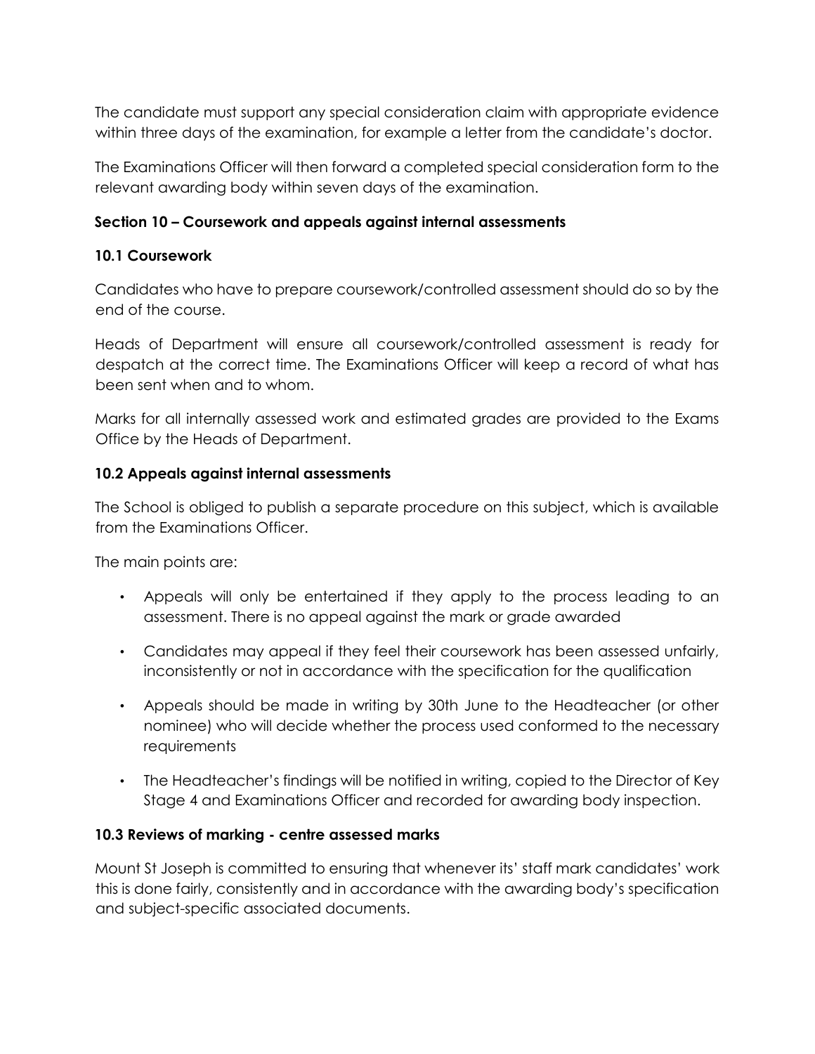The candidate must support any special consideration claim with appropriate evidence within three days of the examination, for example a letter from the candidate's doctor.

The Examinations Officer will then forward a completed special consideration form to the relevant awarding body within seven days of the examination.

## Section 10 – Coursework and appeals against internal assessments

### 10.1 Coursework

Candidates who have to prepare coursework/controlled assessment should do so by the end of the course.

Heads of Department will ensure all coursework/controlled assessment is ready for despatch at the correct time. The Examinations Officer will keep a record of what has been sent when and to whom.

Marks for all internally assessed work and estimated grades are provided to the Exams Office by the Heads of Department.

### 10.2 Appeals against internal assessments

The School is obliged to publish a separate procedure on this subject, which is available from the Examinations Officer.

The main points are:

- Appeals will only be entertained if they apply to the process leading to an assessment. There is no appeal against the mark or grade awarded
- Candidates may appeal if they feel their coursework has been assessed unfairly, inconsistently or not in accordance with the specification for the qualification
- Appeals should be made in writing by 30th June to the Headteacher (or other nominee) who will decide whether the process used conformed to the necessary requirements
- The Headteacher's findings will be notified in writing, copied to the Director of Key Stage 4 and Examinations Officer and recorded for awarding body inspection.

### 10.3 Reviews of marking - centre assessed marks

Mount St Joseph is committed to ensuring that whenever its' staff mark candidates' work this is done fairly, consistently and in accordance with the awarding body's specification and subject-specific associated documents.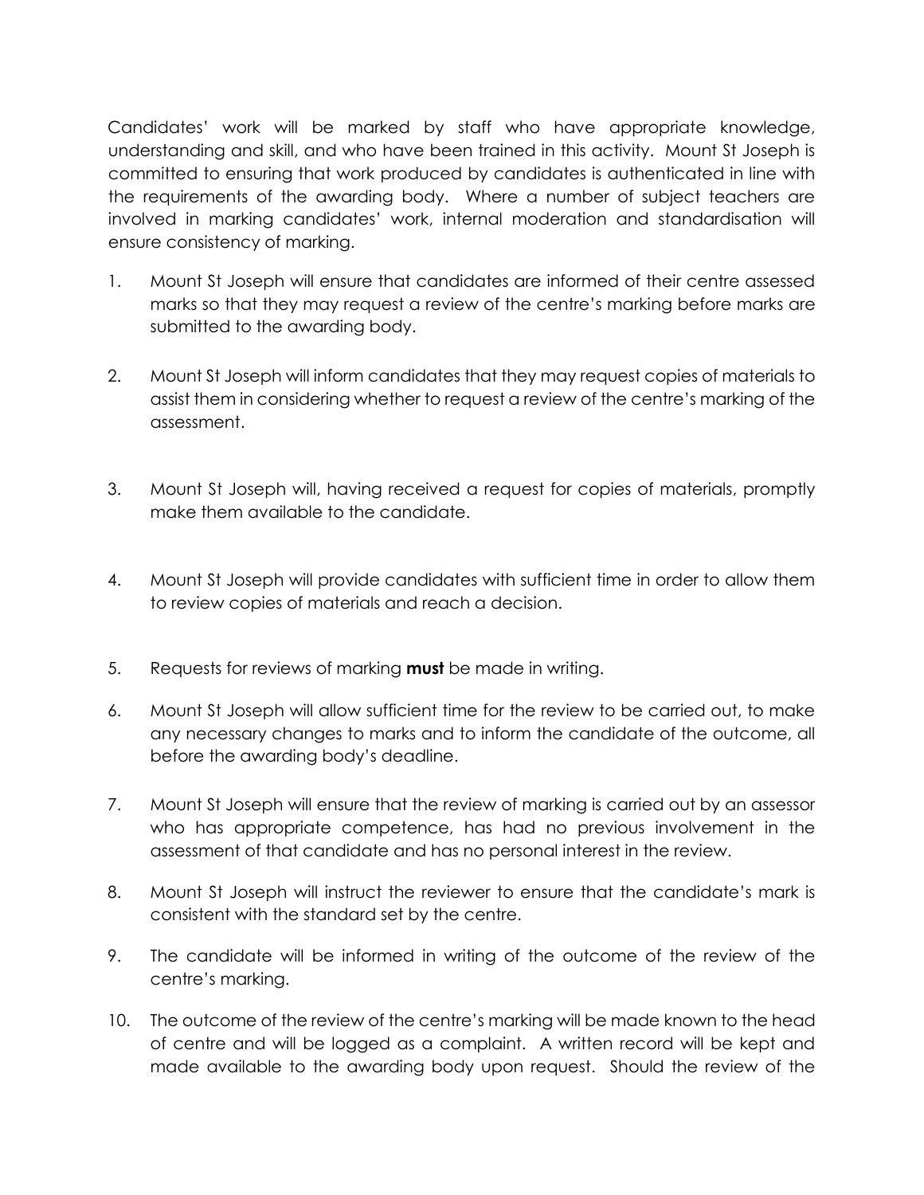Candidates' work will be marked by staff who have appropriate knowledge, understanding and skill, and who have been trained in this activity. Mount St Joseph is committed to ensuring that work produced by candidates is authenticated in line with the requirements of the awarding body. Where a number of subject teachers are involved in marking candidates' work, internal moderation and standardisation will ensure consistency of marking.

1. Mount St Joseph will ensure that candidates are informed of their centre assessed marks so that they may request a review of the centre's marking before marks are submitted to the awarding body.

2. Mount St Joseph will inform candidates that they may request copies of materials to assist them in considering whether to request a review of the centre's marking of the assessment.

3. Mount St Joseph will, having received a request for copies of materials, promptly make them available to the candidate.

4. Mount St Joseph will provide candidates with sufficient time in order to allow them to review copies of materials and reach a decision.

5. Requests for reviews of marking **must** be made in writing.

6. Mount St Joseph will allow sufficient time for the review to be carried out, to make any necessary changes to marks and to inform the candidate of the outcome, all before the awarding body's deadline.

7. Mount St Joseph will ensure that the review of marking is carried out by an assessor who has appropriate competence, has had no previous involvement in the assessment of that candidate and has no personal interest in the review.

8. Mount St Joseph will instruct the reviewer to ensure that the candidate's mark is consistent with the standard set by the centre.

9. The candidate will be informed in writing of the outcome of the review of the centre's marking.

10. The outcome of the review of the centre's marking will be made known to the head of centre and will be logged as a complaint. A written record will be kept and made available to the awarding body upon request. Should the review of the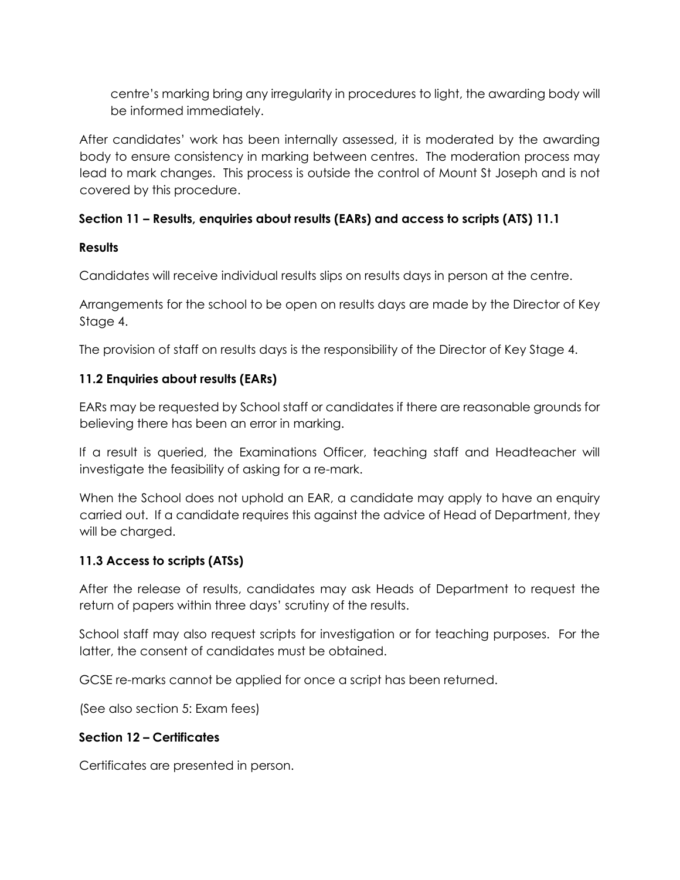centre's marking bring any irregularity in procedures to light, the awarding body will be informed immediately.

After candidates' work has been internally assessed, it is moderated by the awarding body to ensure consistency in marking between centres. The moderation process may lead to mark changes. This process is outside the control of Mount St Joseph and is not covered by this procedure.

## Section 11 – Results, enquiries about results (EARs) and access to scripts (ATS) 11.1

### Results

Candidates will receive individual results slips on results days in person at the centre.

Arrangements for the school to be open on results days are made by the Director of Key Stage 4.

The provision of staff on results days is the responsibility of the Director of Key Stage 4.

### 11.2 Enquiries about results (EARs)

EARs may be requested by School staff or candidates if there are reasonable grounds for believing there has been an error in marking.

If a result is queried, the Examinations Officer, teaching staff and Headteacher will investigate the feasibility of asking for a re-mark.

When the School does not uphold an EAR, a candidate may apply to have an enquiry carried out. If a candidate requires this against the advice of Head of Department, they will be charged.

### 11.3 Access to scripts (ATSs)

After the release of results, candidates may ask Heads of Department to request the return of papers within three days' scrutiny of the results.

School staff may also request scripts for investigation or for teaching purposes. For the latter, the consent of candidates must be obtained.

GCSE re-marks cannot be applied for once a script has been returned.

(See also section 5: Exam fees)

## Section 12 – Certificates

Certificates are presented in person.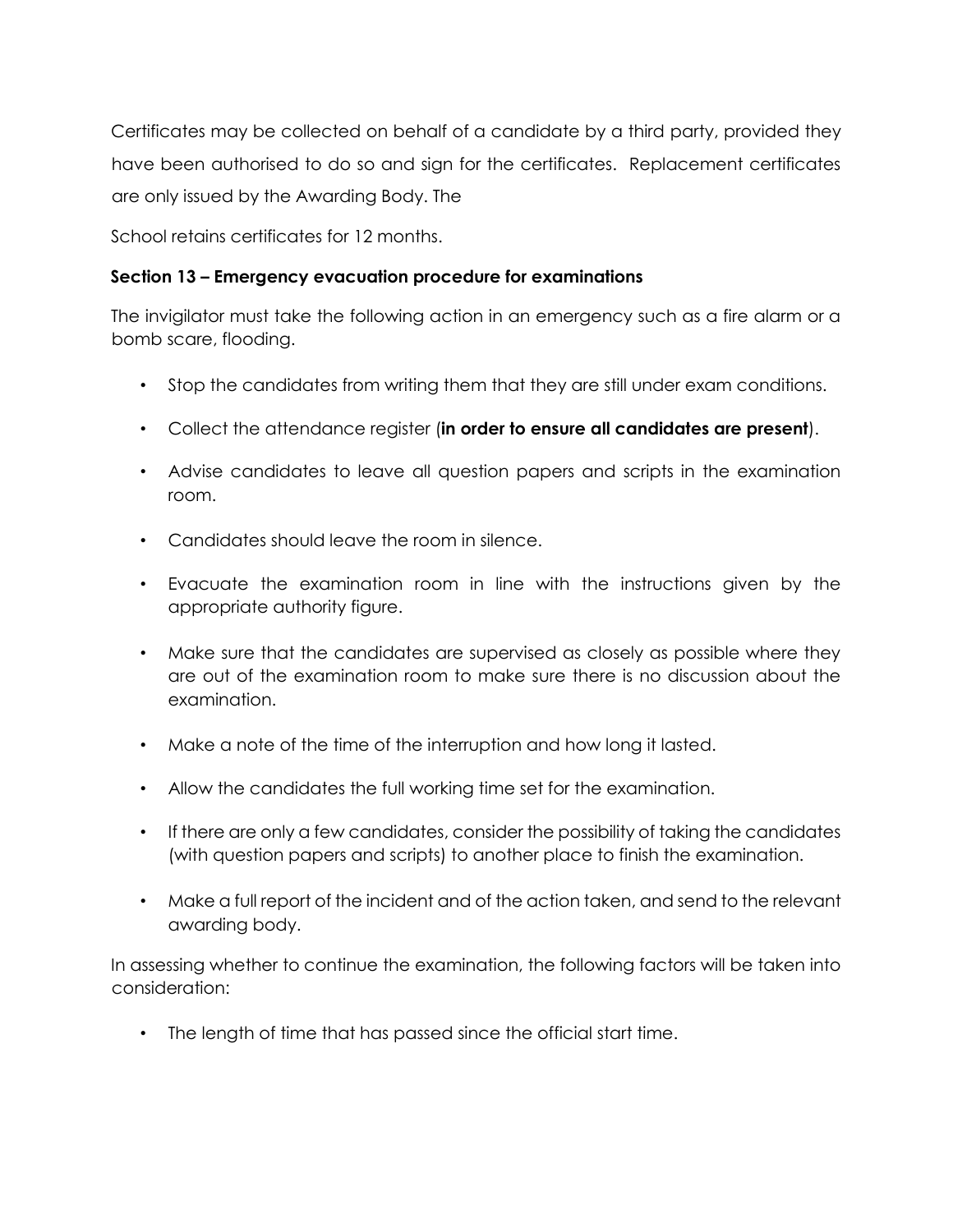Certificates may be collected on behalf of a candidate by a third party, provided they have been authorised to do so and sign for the certificates. Replacement certificates are only issued by the Awarding Body. The

School retains certificates for 12 months.

**Section 13 – Emergency evacuation procedure for examinations**

The invigilator must take the following action in an emergency such as a fire alarm or a bomb scare, flooding.

- Stop the candidates from writing them that they are still under exam conditions.
- Collect the attendance register (**in order to ensure all candidates are present**).
- Advise candidates to leave all question papers and scripts in the examination room.
- Candidates should leave the room in silence.
- Evacuate the examination room in line with the instructions given by the appropriate authority figure.
- Make sure that the candidates are supervised as closely as possible where they are out of the examination room to make sure there is no discussion about the examination.
- Make a note of the time of the interruption and how long it lasted.
- Allow the candidates the full working time set for the examination.
- If there are only a few candidates, consider the possibility of taking the candidates (with question papers and scripts) to another place to finish the examination.
- Make a full report of the incident and of the action taken, and send to the relevant awarding body.

In assessing whether to continue the examination, the following factors will be taken into consideration:

- The length of time that has passed since the official start time.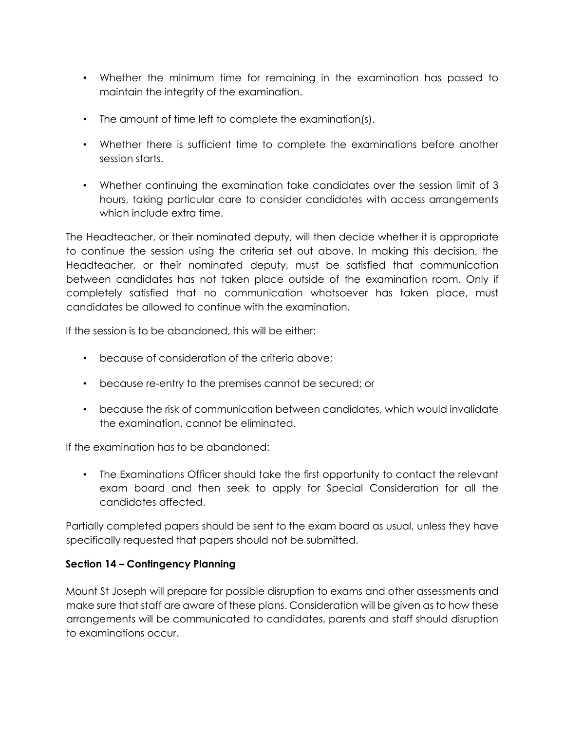- Whether the minimum time for remaining in the examination has passed to maintain the integrity of the examination.

- The amount of time left to complete the examination(s).

- Whether there is sufficient time to complete the examinations before another session starts.

- Whether continuing the examination take candidates over the session limit of 3 hours, taking particular care to consider candidates with access arrangements which include extra time.

The Headteacher, or their nominated deputy, will then decide whether it is appropriate to continue the session using the criteria set out above. In making this decision, the Headteacher, or their nominated deputy, must be satisfied that communication between candidates has not taken place outside of the examination room. Only if completely satisfied that no communication whatsoever has taken place, must candidates be allowed to continue with the examination.

If the session is to be abandoned, this will be either:

- because of consideration of the criteria above;

- because re-entry to the premises cannot be secured; or

- because the risk of communication between candidates, which would invalidate the examination, cannot be eliminated.

If the examination has to be abandoned:

- The Examinations Officer should take the first opportunity to contact the relevant exam board and then seek to apply for Special Consideration for all the candidates affected.

Partially completed papers should be sent to the exam board as usual, unless they have specifically requested that papers should not be submitted.

**Section 14 – Contingency Planning**

Mount St Joseph will prepare for possible disruption to exams and other assessments and make sure that staff are aware of these plans. Consideration will be given as to how these arrangements will be communicated to candidates, parents and staff should disruption to examinations occur.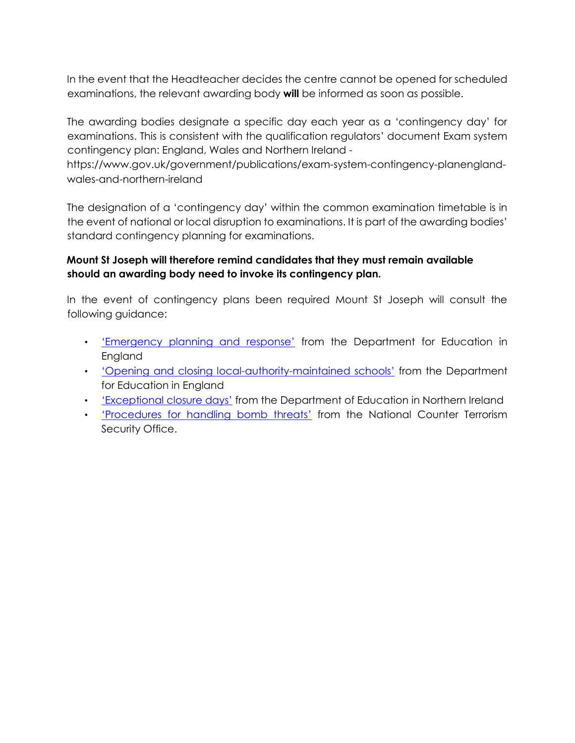In the event that the Headteacher decides the centre cannot be opened for scheduled examinations, the relevant awarding body **will** be informed as soon as possible.

The awarding bodies designate a specific day each year as a 'contingency day' for examinations. This is consistent with the qualification regulators' document Exam system contingency plan: England, Wales and Northern Ireland - https://www.gov.uk/government/publications/exam-system-contingency-planengland-wales-and-northern-ireland

The designation of a 'contingency day' within the common examination timetable is in the event of national or local disruption to examinations. It is part of the awarding bodies' standard contingency planning for examinations.

**Mount St Joseph will therefore remind candidates that they must remain available should an awarding body need to invoke its contingency plan.**

In the event of contingency plans been required Mount St Joseph will consult the following guidance:

- 'Emergency planning and response' from the Department for Education in England
- 'Opening and closing local-authority-maintained schools' from the Department for Education in England
- 'Exceptional closure days' from the Department of Education in Northern Ireland
- 'Procedures for handling bomb threats' from the National Counter Terrorism Security Office.